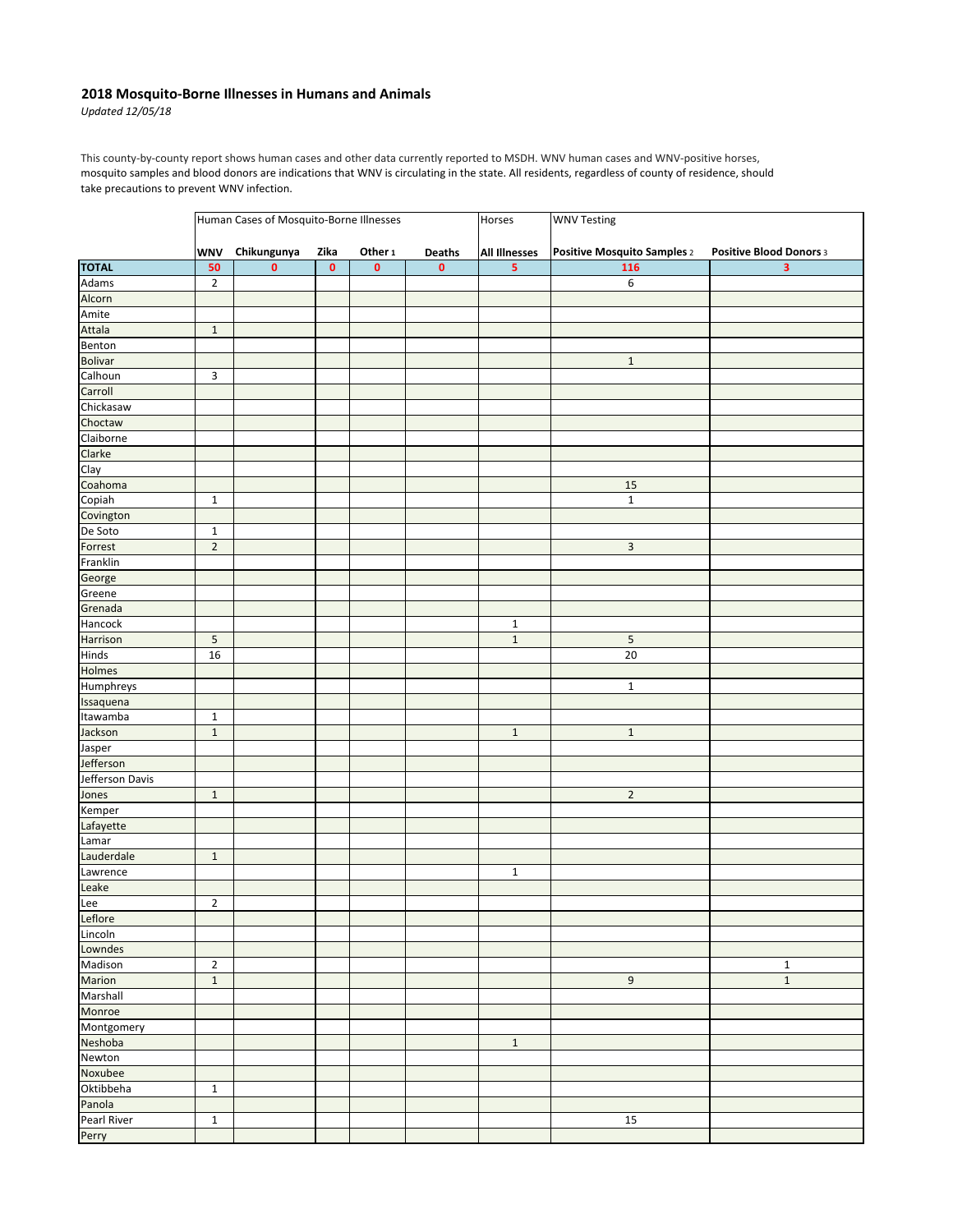## 2018 Mosquito-Borne Illnesses in Humans and Animals

*Updated 12/05/18*

This county-by-county report shows human cases and other data currently reported to MSDH. WNV human cases and WNV-positive horses, mosquito samples and blood donors are indications that WNV is circulating in the state. All residents, regardless of county of residence, should take precautions to prevent WNV infection.

| | Human Cases of Mosquito-Borne Illnesses | | | | | Horses | WNV Testing | |
|---|---|---|---|---|---|---|---|---|
| | WNV | Chikungunya | Zika | Other 1 | Deaths | All Illnesses | Positive Mosquito Samples 2 | Positive Blood Donors 3 |
| **TOTAL** | **50** | **0** | **0** | **0** | **0** | **5** | **116** | **3** |
| Adams | 2 | | | | | | 6 | |
| Alcorn | | | | | | | | |
| Amite | | | | | | | | |
| Attala | 1 | | | | | | | |
| Benton | | | | | | | | |
| Bolivar | | | | | | | 1 | |
| Calhoun | 3 | | | | | | | |
| Carroll | | | | | | | | |
| Chickasaw | | | | | | | | |
| Choctaw | | | | | | | | |
| Claiborne | | | | | | | | |
| Clarke | | | | | | | | |
| Clay | | | | | | | | |
| Coahoma | | | | | | | 15 | |
| Copiah | 1 | | | | | | 1 | |
| Covington | | | | | | | | |
| De Soto | 1 | | | | | | | |
| Forrest | 2 | | | | | | 3 | |
| Franklin | | | | | | | | |
| George | | | | | | | | |
| Greene | | | | | | | | |
| Grenada | | | | | | | | |
| Hancock | | | | | | 1 | | |
| Harrison | 5 | | | | | 1 | 5 | |
| Hinds | 16 | | | | | | 20 | |
| Holmes | | | | | | | | |
| Humphreys | | | | | | | 1 | |
| Issaquena | | | | | | | | |
| Itawamba | 1 | | | | | | | |
| Jackson | 1 | | | | | 1 | 1 | |
| Jasper | | | | | | | | |
| Jefferson | | | | | | | | |
| Jefferson Davis | | | | | | | | |
| Jones | 1 | | | | | | 2 | |
| Kemper | | | | | | | | |
| Lafayette | | | | | | | | |
| Lamar | | | | | | | | |
| Lauderdale | 1 | | | | | | | |
| Lawrence | | | | | | 1 | | |
| Leake | | | | | | | | |
| Lee | 2 | | | | | | | |
| Leflore | | | | | | | | |
| Lincoln | | | | | | | | |
| Lowndes | | | | | | | | |
| Madison | 2 | | | | | | | 1 |
| Marion | 1 | | | | | | 9 | 1 |
| Marshall | | | | | | | | |
| Monroe | | | | | | | | |
| Montgomery | | | | | | | | |
| Neshoba | | | | | | 1 | | |
| Newton | | | | | | | | |
| Noxubee | | | | | | | | |
| Oktibbeha | 1 | | | | | | | |
| Panola | | | | | | | | |
| Pearl River | 1 | | | | | | 15 | |
| Perry | | | | | | | | |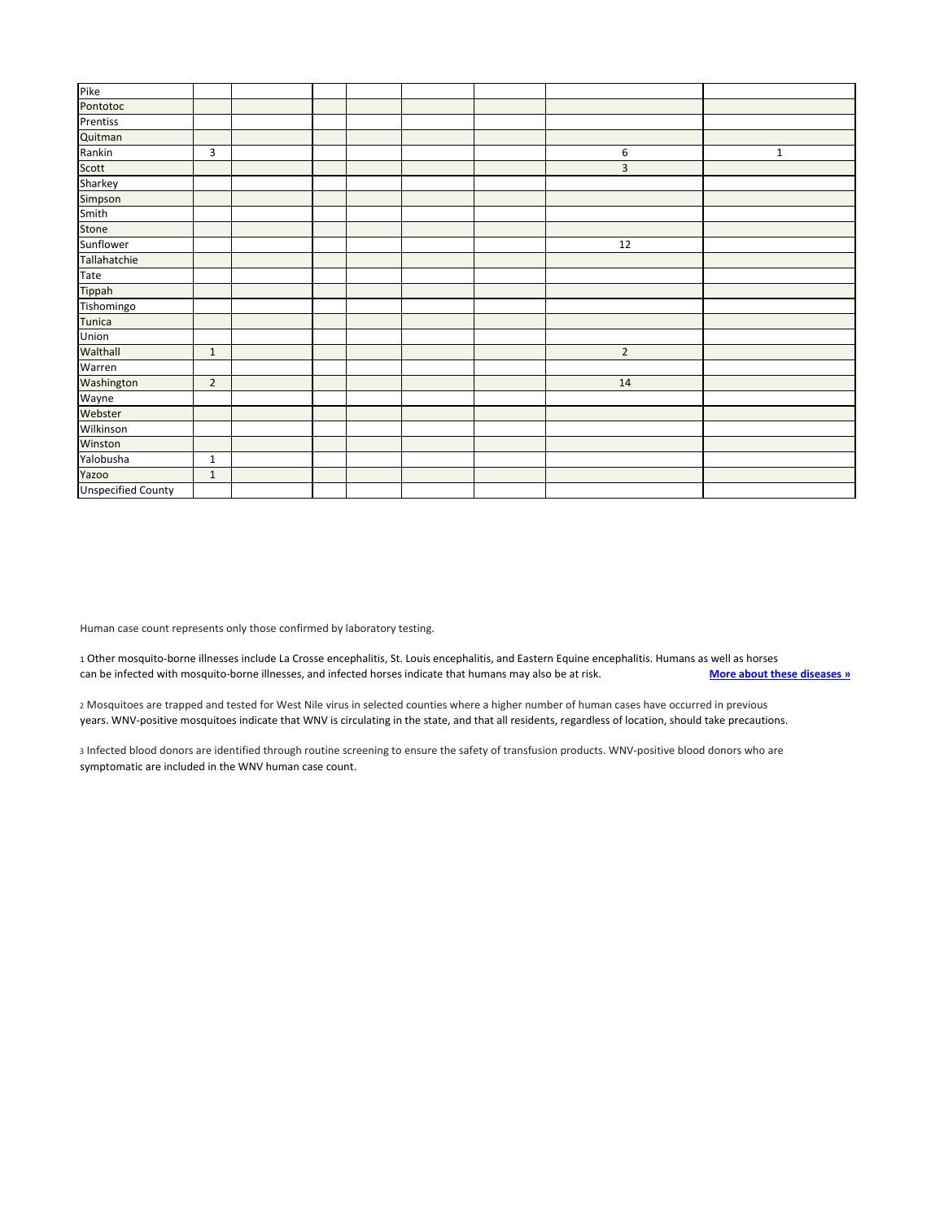| | | | | | | | | |
|---|---|---|---|---|---|---|---|---|
| Pike | | | | | | | | |
| Pontotoc | | | | | | | | |
| Prentiss | | | | | | | | |
| Quitman | | | | | | | | |
| Rankin | 3 | | | | | | 6 | 1 |
| Scott | | | | | | | 3 | |
| Sharkey | | | | | | | | |
| Simpson | | | | | | | | |
| Smith | | | | | | | | |
| Stone | | | | | | | | |
| Sunflower | | | | | | | 12 | |
| Tallahatchie | | | | | | | | |
| Tate | | | | | | | | |
| Tippah | | | | | | | | |
| Tishomingo | | | | | | | | |
| Tunica | | | | | | | | |
| Union | | | | | | | | |
| Walthall | 1 | | | | | | 2 | |
| Warren | | | | | | | | |
| Washington | 2 | | | | | | 14 | |
| Wayne | | | | | | | | |
| Webster | | | | | | | | |
| Wilkinson | | | | | | | | |
| Winston | | | | | | | | |
| Yalobusha | 1 | | | | | | | |
| Yazoo | 1 | | | | | | | |
| Unspecified County | | | | | | | | |

Human case count represents only those confirmed by laboratory testing.

1 Other mosquito-borne illnesses include La Crosse encephalitis, St. Louis encephalitis, and Eastern Equine encephalitis. Humans as well as horses can be infected with mosquito-borne illnesses, and infected horses indicate that humans may also be at risk. **More about these diseases »**

2 Mosquitoes are trapped and tested for West Nile virus in selected counties where a higher number of human cases have occurred in previous years. WNV-positive mosquitoes indicate that WNV is circulating in the state, and that all residents, regardless of location, should take precautions.

3 Infected blood donors are identified through routine screening to ensure the safety of transfusion products. WNV-positive blood donors who are symptomatic are included in the WNV human case count.